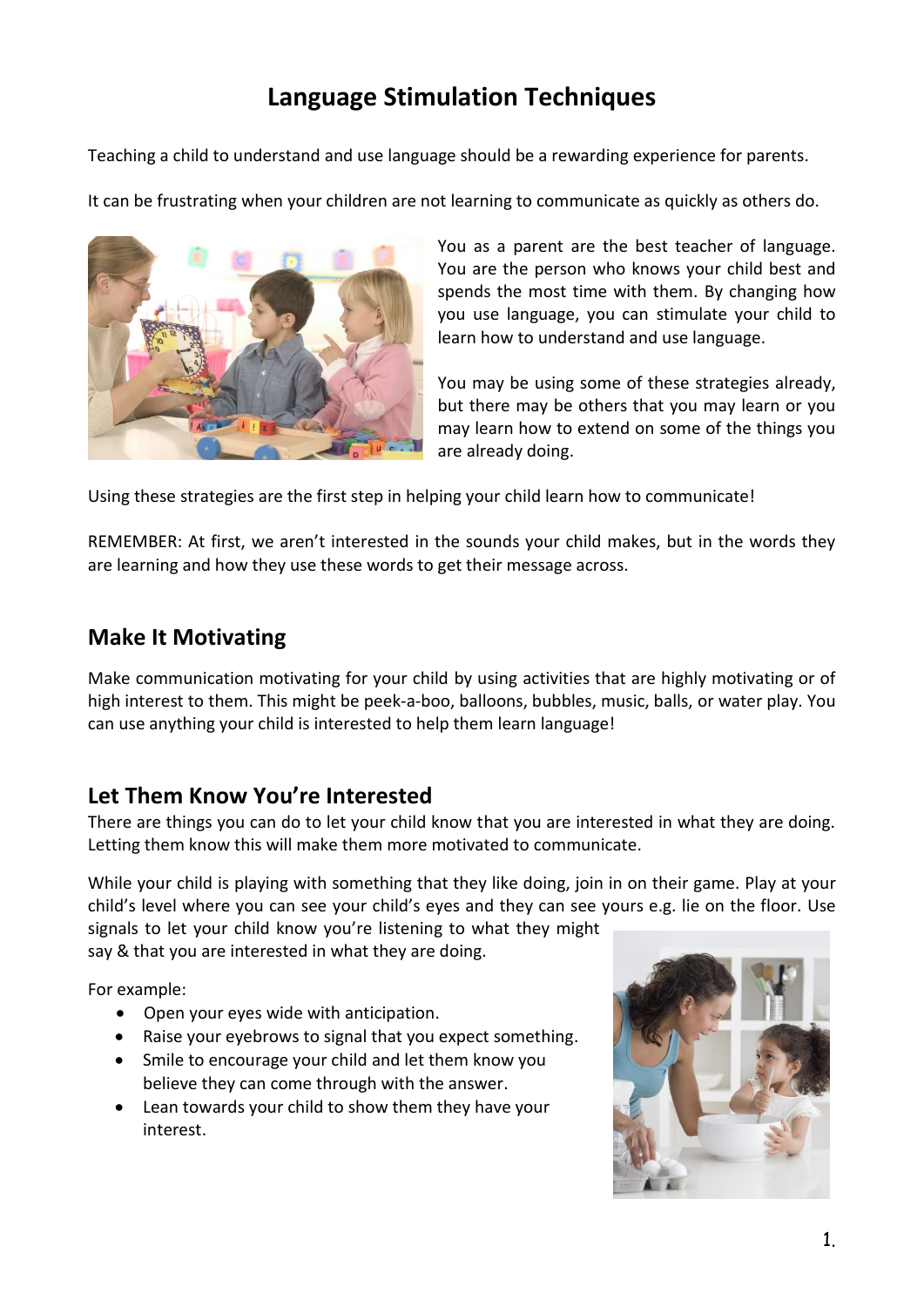# Language Stimulation Techniques

Teaching a child to understand and use language should be a rewarding experience for parents.

It can be frustrating when your children are not learning to communicate as quickly as others do.

You as a parent are the best teacher of language. You are the person who knows your child best and spends the most time with them. By changing how you use language, you can stimulate your child to learn how to understand and use language.

You may be using some of these strategies already, but there may be others that you may learn or you may learn how to extend on some of the things you are already doing.

Using these strategies are the first step in helping your child learn how to communicate!

REMEMBER: At first, we aren't interested in the sounds your child makes, but in the words they are learning and how they use these words to get their message across.

## Make It Motivating

Make communication motivating for your child by using activities that are highly motivating or of high interest to them. This might be peek-a-boo, balloons, bubbles, music, balls, or water play. You can use anything your child is interested to help them learn language!

## Let Them Know You're Interested

There are things you can do to let your child know that you are interested in what they are doing. Letting them know this will make them more motivated to communicate.

While your child is playing with something that they like doing, join in on their game. Play at your child's level where you can see your child's eyes and they can see yours e.g. lie on the floor. Use signals to let your child know you're listening to what they might say & that you are interested in what they are doing.

For example:

- Open your eyes wide with anticipation.
- Raise your eyebrows to signal that you expect something.
- Smile to encourage your child and let them know you believe they can come through with the answer.
- Lean towards your child to show them they have your interest.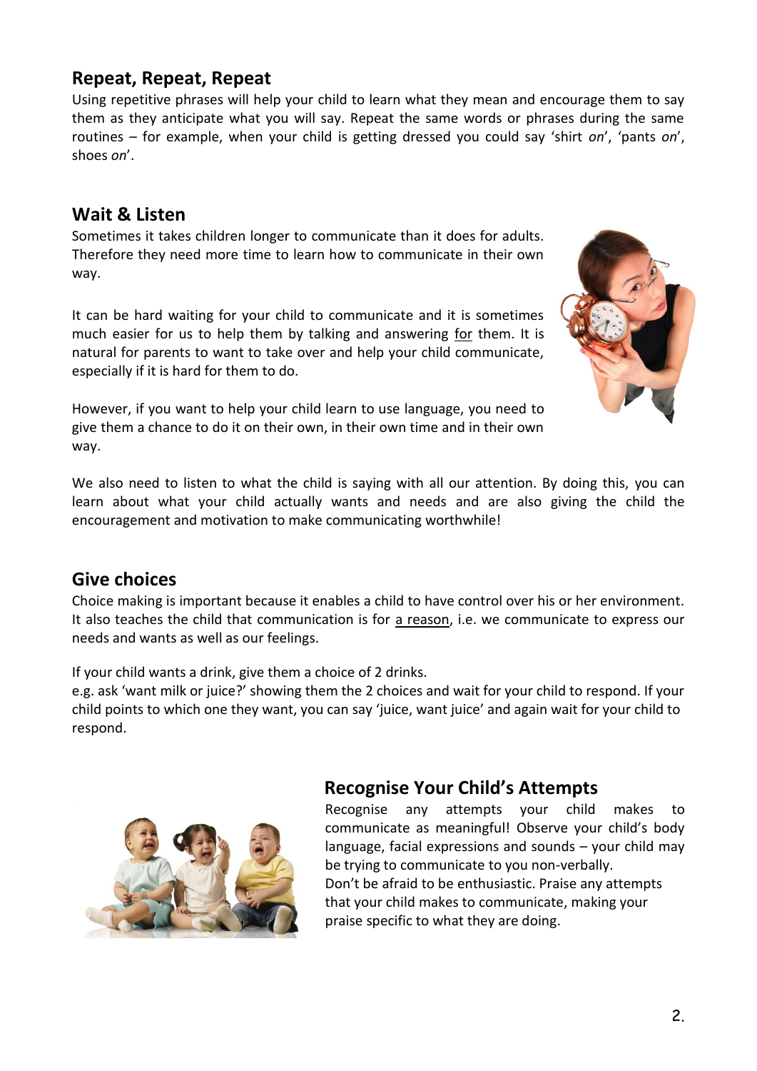## Repeat, Repeat, Repeat

Using repetitive phrases will help your child to learn what they mean and encourage them to say them as they anticipate what you will say. Repeat the same words or phrases during the same routines – for example, when your child is getting dressed you could say 'shirt *on*', 'pants *on*', shoes *on*'.

## Wait & Listen

Sometimes it takes children longer to communicate than it does for adults. Therefore they need more time to learn how to communicate in their own way.

It can be hard waiting for your child to communicate and it is sometimes much easier for us to help them by talking and answering for them. It is natural for parents to want to take over and help your child communicate, especially if it is hard for them to do.

However, if you want to help your child learn to use language, you need to give them a chance to do it on their own, in their own time and in their own way.

We also need to listen to what the child is saying with all our attention. By doing this, you can learn about what your child actually wants and needs and are also giving the child the encouragement and motivation to make communicating worthwhile!

## Give choices

Choice making is important because it enables a child to have control over his or her environment. It also teaches the child that communication is for a reason, i.e. we communicate to express our needs and wants as well as our feelings.

If your child wants a drink, give them a choice of 2 drinks.
e.g. ask 'want milk or juice?' showing them the 2 choices and wait for your child to respond. If your child points to which one they want, you can say 'juice, want juice' and again wait for your child to respond.

## Recognise Your Child's Attempts

Recognise any attempts your child makes to communicate as meaningful! Observe your child's body language, facial expressions and sounds – your child may be trying to communicate to you non-verbally.
Don't be afraid to be enthusiastic. Praise any attempts that your child makes to communicate, making your praise specific to what they are doing.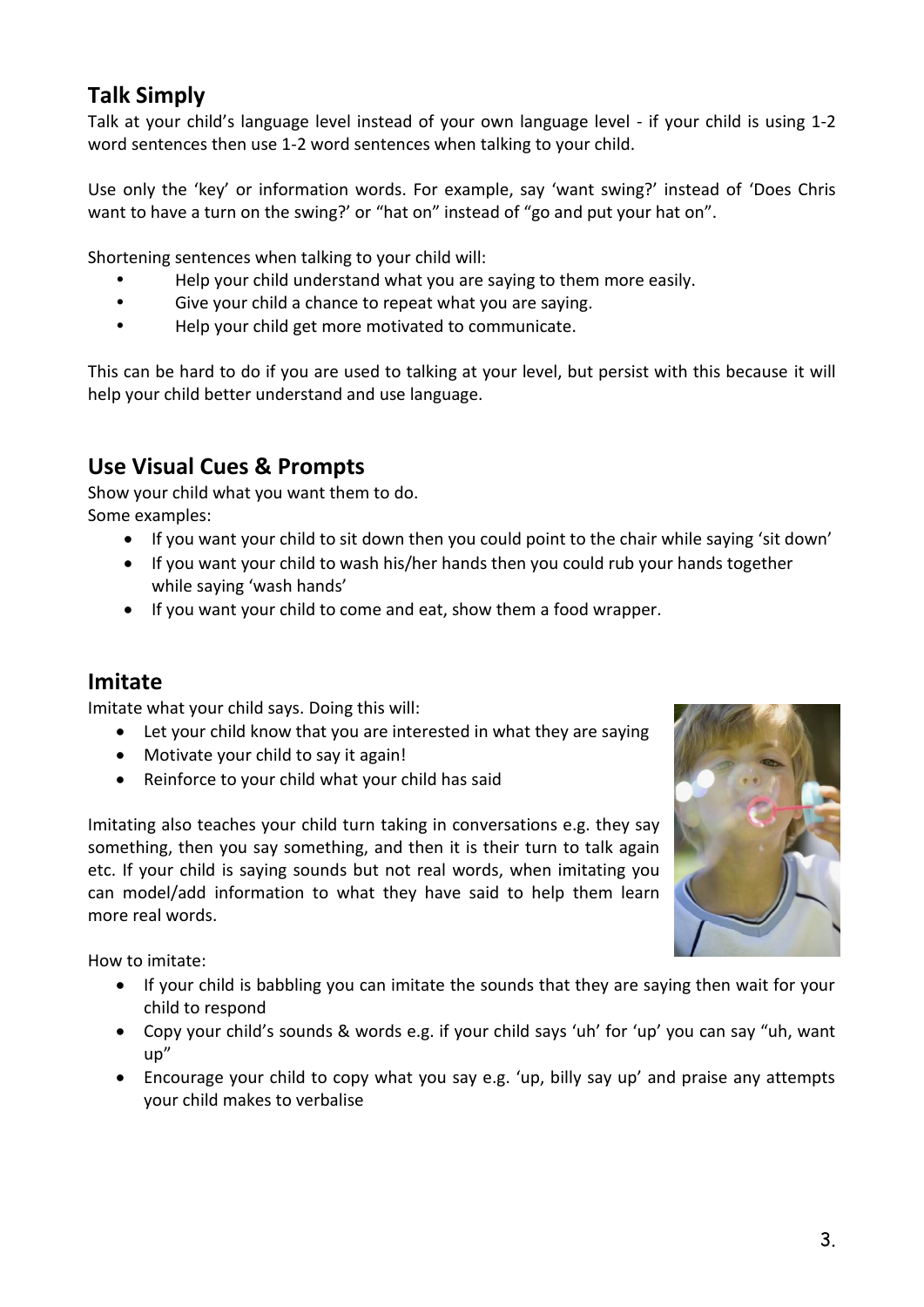## Talk Simply

Talk at your child's language level instead of your own language level - if your child is using 1-2 word sentences then use 1-2 word sentences when talking to your child.

Use only the 'key' or information words. For example, say 'want swing?' instead of 'Does Chris want to have a turn on the swing?' or "hat on" instead of "go and put your hat on".

Shortening sentences when talking to your child will:

- Help your child understand what you are saying to them more easily.
- Give your child a chance to repeat what you are saying.
- Help your child get more motivated to communicate.

This can be hard to do if you are used to talking at your level, but persist with this because it will help your child better understand and use language.

## Use Visual Cues & Prompts

Show your child what you want them to do.
Some examples:

- If you want your child to sit down then you could point to the chair while saying 'sit down'
- If you want your child to wash his/her hands then you could rub your hands together while saying 'wash hands'
- If you want your child to come and eat, show them a food wrapper.

## Imitate

Imitate what your child says. Doing this will:

- Let your child know that you are interested in what they are saying
- Motivate your child to say it again!
- Reinforce to your child what your child has said

Imitating also teaches your child turn taking in conversations e.g. they say something, then you say something, and then it is their turn to talk again etc. If your child is saying sounds but not real words, when imitating you can model/add information to what they have said to help them learn more real words.

How to imitate:

- If your child is babbling you can imitate the sounds that they are saying then wait for your child to respond
- Copy your child's sounds & words e.g. if your child says 'uh' for 'up' you can say "uh, want up"
- Encourage your child to copy what you say e.g. 'up, billy say up' and praise any attempts your child makes to verbalise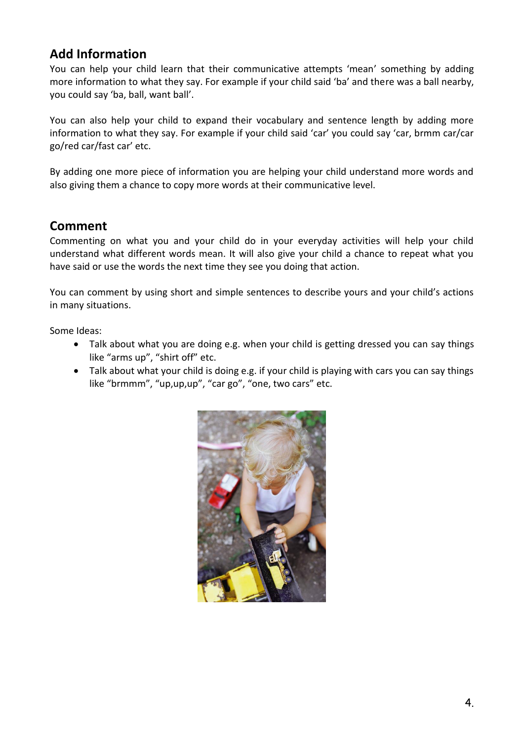## Add Information

You can help your child learn that their communicative attempts 'mean' something by adding more information to what they say. For example if your child said 'ba' and there was a ball nearby, you could say 'ba, ball, want ball'.

You can also help your child to expand their vocabulary and sentence length by adding more information to what they say. For example if your child said 'car' you could say 'car, brmm car/car go/red car/fast car' etc.

By adding one more piece of information you are helping your child understand more words and also giving them a chance to copy more words at their communicative level.

## Comment

Commenting on what you and your child do in your everyday activities will help your child understand what different words mean. It will also give your child a chance to repeat what you have said or use the words the next time they see you doing that action.

You can comment by using short and simple sentences to describe yours and your child's actions in many situations.

Some Ideas:

- Talk about what you are doing e.g. when your child is getting dressed you can say things like "arms up", "shirt off" etc.
- Talk about what your child is doing e.g. if your child is playing with cars you can say things like "brmmm", "up,up,up", "car go", "one, two cars" etc.